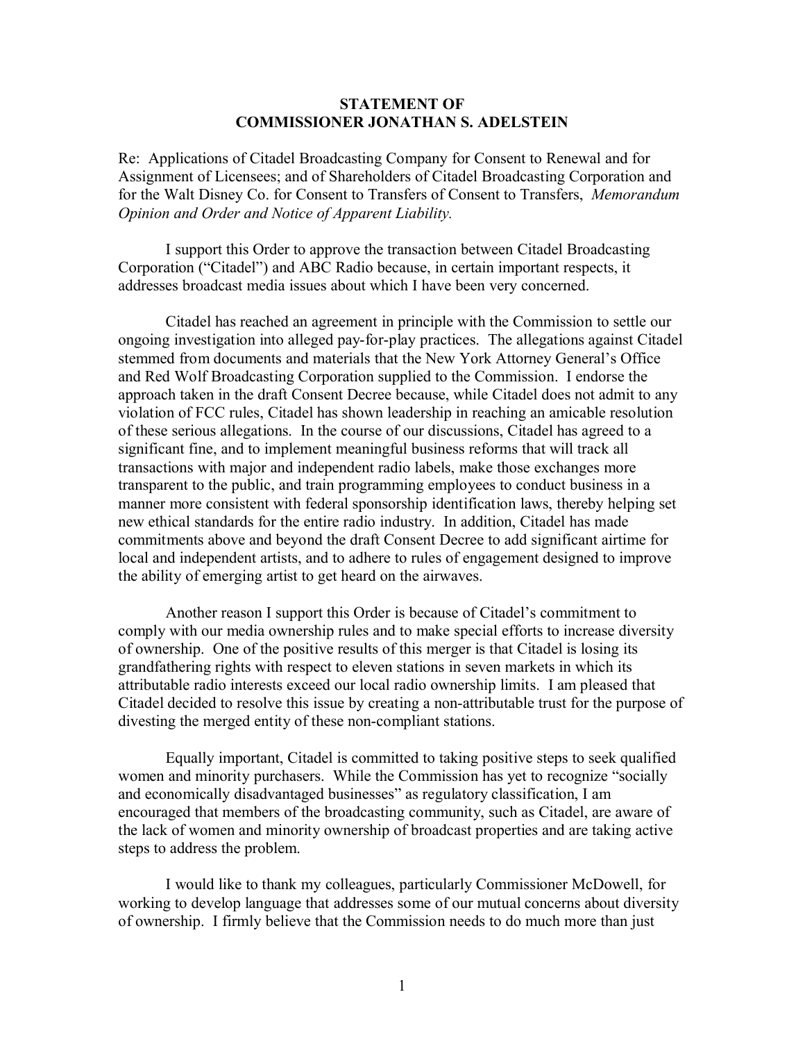**STATEMENT OF**
**COMMISSIONER JONATHAN S. ADELSTEIN**

Re: Applications of Citadel Broadcasting Company for Consent to Renewal and for Assignment of Licensees; and of Shareholders of Citadel Broadcasting Corporation and for the Walt Disney Co. for Consent to Transfers of Consent to Transfers, *Memorandum Opinion and Order and Notice of Apparent Liability.*

I support this Order to approve the transaction between Citadel Broadcasting Corporation ("Citadel") and ABC Radio because, in certain important respects, it addresses broadcast media issues about which I have been very concerned.

Citadel has reached an agreement in principle with the Commission to settle our ongoing investigation into alleged pay-for-play practices. The allegations against Citadel stemmed from documents and materials that the New York Attorney General's Office and Red Wolf Broadcasting Corporation supplied to the Commission. I endorse the approach taken in the draft Consent Decree because, while Citadel does not admit to any violation of FCC rules, Citadel has shown leadership in reaching an amicable resolution of these serious allegations. In the course of our discussions, Citadel has agreed to a significant fine, and to implement meaningful business reforms that will track all transactions with major and independent radio labels, make those exchanges more transparent to the public, and train programming employees to conduct business in a manner more consistent with federal sponsorship identification laws, thereby helping set new ethical standards for the entire radio industry. In addition, Citadel has made commitments above and beyond the draft Consent Decree to add significant airtime for local and independent artists, and to adhere to rules of engagement designed to improve the ability of emerging artist to get heard on the airwaves.

Another reason I support this Order is because of Citadel's commitment to comply with our media ownership rules and to make special efforts to increase diversity of ownership. One of the positive results of this merger is that Citadel is losing its grandfathering rights with respect to eleven stations in seven markets in which its attributable radio interests exceed our local radio ownership limits. I am pleased that Citadel decided to resolve this issue by creating a non-attributable trust for the purpose of divesting the merged entity of these non-compliant stations.

Equally important, Citadel is committed to taking positive steps to seek qualified women and minority purchasers. While the Commission has yet to recognize "socially and economically disadvantaged businesses" as regulatory classification, I am encouraged that members of the broadcasting community, such as Citadel, are aware of the lack of women and minority ownership of broadcast properties and are taking active steps to address the problem.

I would like to thank my colleagues, particularly Commissioner McDowell, for working to develop language that addresses some of our mutual concerns about diversity of ownership. I firmly believe that the Commission needs to do much more than just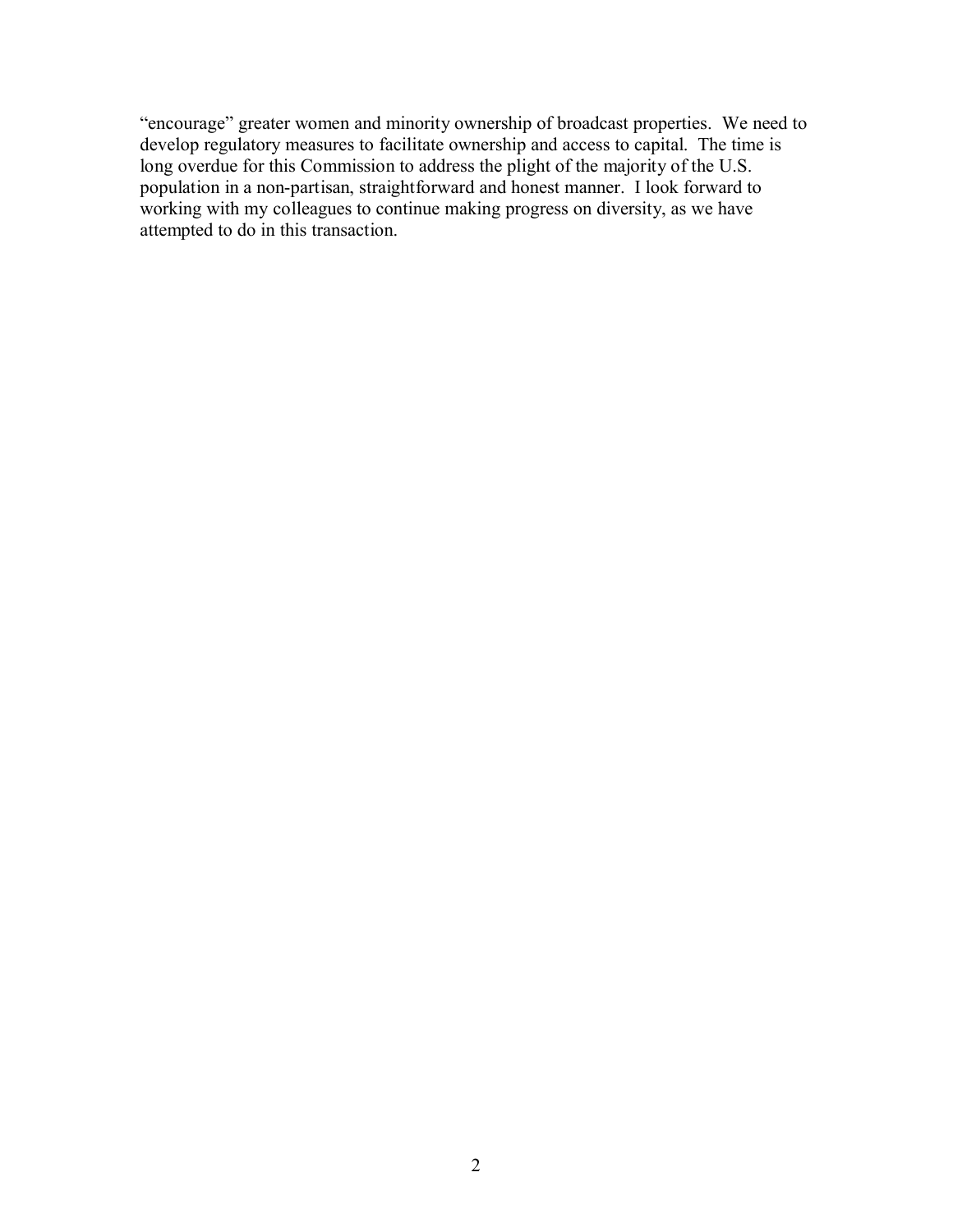"encourage" greater women and minority ownership of broadcast properties. We need to develop regulatory measures to facilitate ownership and access to capital. The time is long overdue for this Commission to address the plight of the majority of the U.S. population in a non-partisan, straightforward and honest manner. I look forward to working with my colleagues to continue making progress on diversity, as we have attempted to do in this transaction.